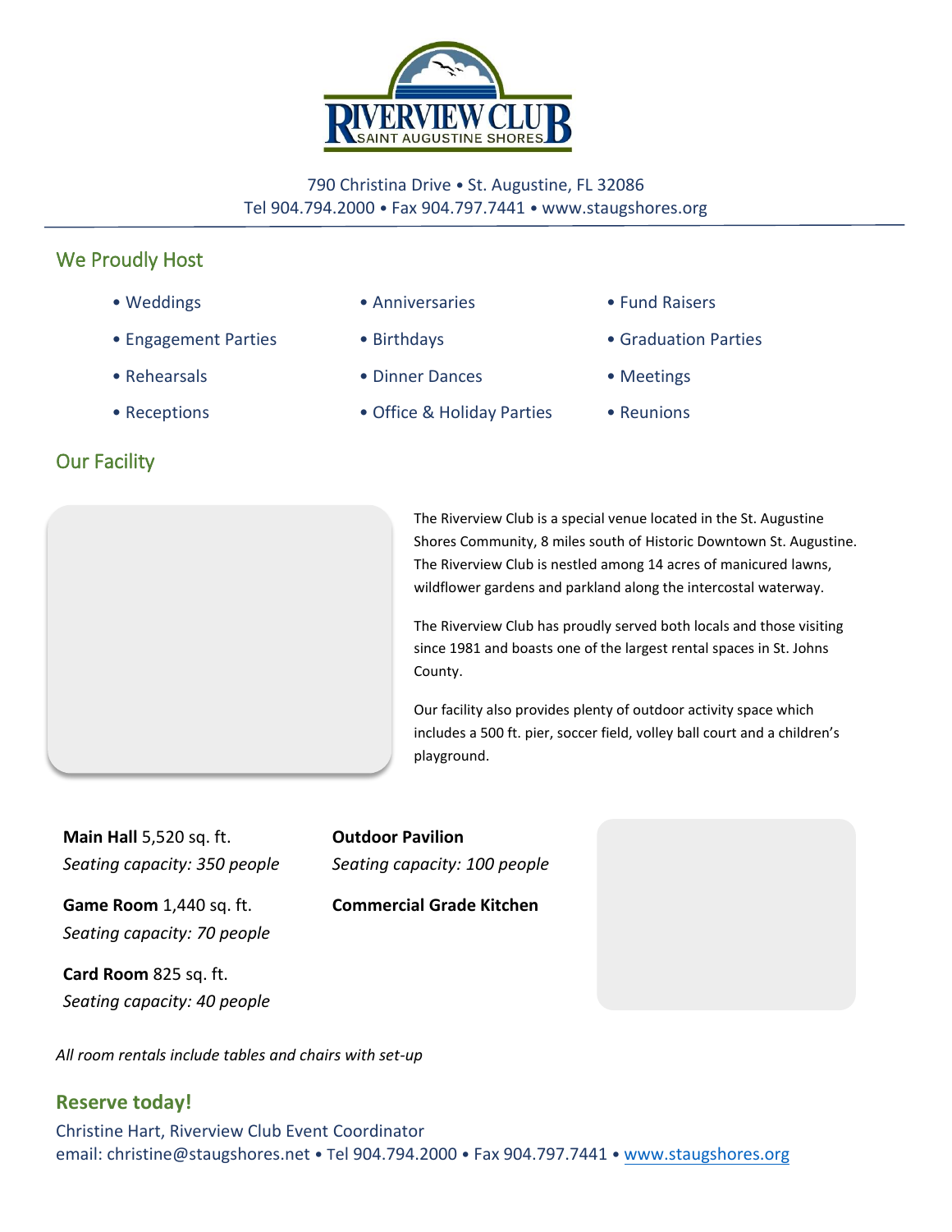# RIVERVIEW CLUB
SAINT AUGUSTINE SHORES

790 Christina Drive • St. Augustine, FL 32086
Tel 904.794.2000 • Fax 904.797.7441 • www.staugshores.org

## We Proudly Host

- Weddings
- Engagement Parties
- Rehearsals
- Receptions
- Anniversaries
- Birthdays
- Dinner Dances
- Office & Holiday Parties
- Fund Raisers
- Graduation Parties
- Meetings
- Reunions

## Our Facility

The Riverview Club is a special venue located in the St. Augustine Shores Community, 8 miles south of Historic Downtown St. Augustine. The Riverview Club is nestled among 14 acres of manicured lawns, wildflower gardens and parkland along the intercostal waterway.

The Riverview Club has proudly served both locals and those visiting since 1981 and boasts one of the largest rental spaces in St. Johns County.

Our facility also provides plenty of outdoor activity space which includes a 500 ft. pier, soccer field, volley ball court and a children's playground.

**Main Hall** 5,520 sq. ft.
*Seating capacity: 350 people*

**Game Room** 1,440 sq. ft.
*Seating capacity: 70 people*

**Card Room** 825 sq. ft.
*Seating capacity: 40 people*

**Outdoor Pavilion**
*Seating capacity: 100 people*

**Commercial Grade Kitchen**

*All room rentals include tables and chairs with set-up*

## Reserve today!

Christine Hart, Riverview Club Event Coordinator
email: christine@staugshores.net • Tel 904.794.2000 • Fax 904.797.7441 • www.staugshores.org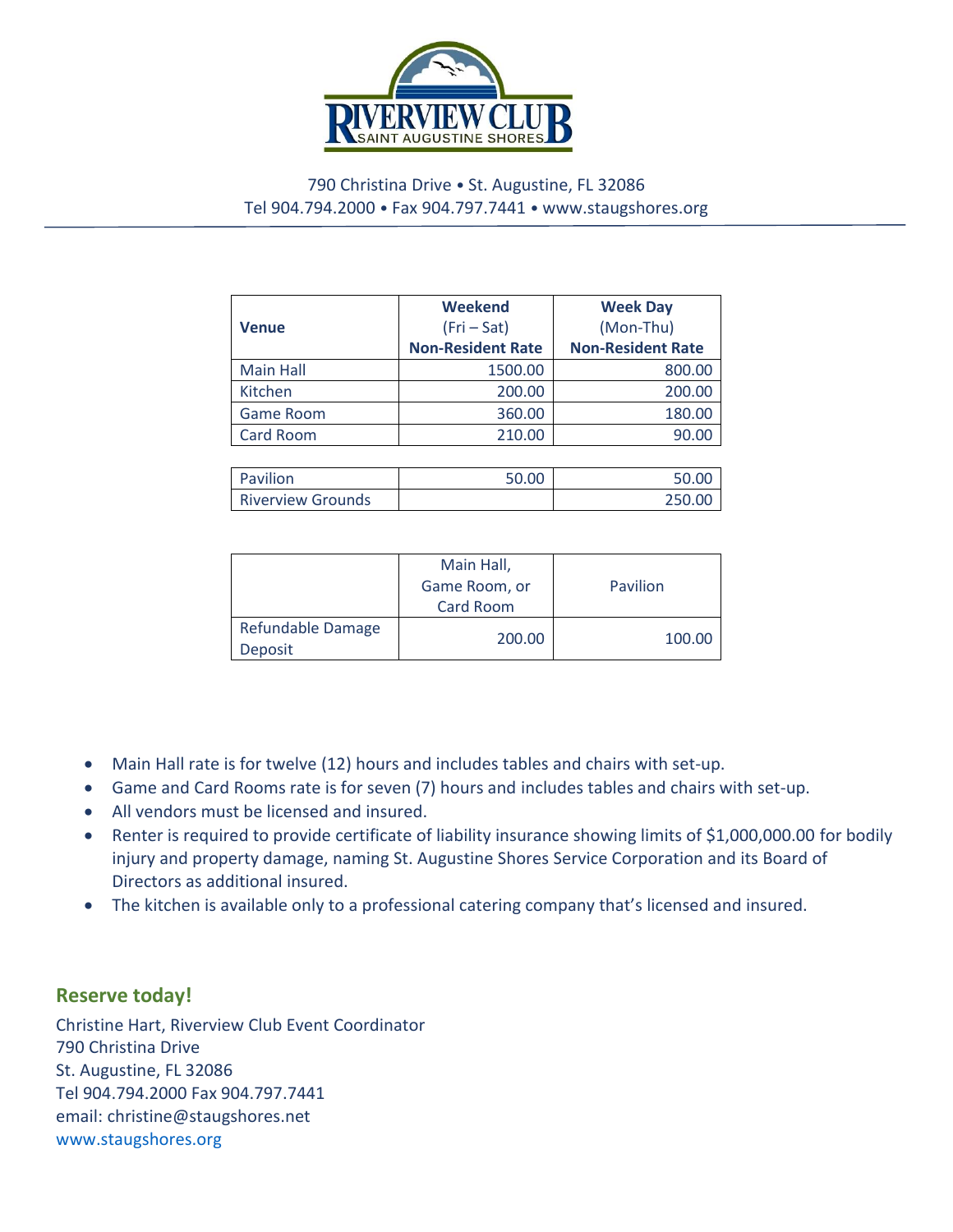RIVERVIEW CLUB
SAINT AUGUSTINE SHORES

790 Christina Drive • St. Augustine, FL 32086
Tel 904.794.2000 • Fax 904.797.7441 • www.staugshores.org

| Venue | **Weekend** (Fri – Sat) **Non-Resident Rate** | **Week Day** (Mon-Thu) **Non-Resident Rate** |
|---|---|---|
| Main Hall | 1500.00 | 800.00 |
| Kitchen | 200.00 | 200.00 |
| Game Room | 360.00 | 180.00 |
| Card Room | 210.00 | 90.00 |

| | | |
|---|---|---|
| Pavilion | 50.00 | 50.00 |
| Riverview Grounds | | 250.00 |

| | Main Hall, Game Room, or Card Room | Pavilion |
|---|---|---|
| Refundable Damage Deposit | 200.00 | 100.00 |

- Main Hall rate is for twelve (12) hours and includes tables and chairs with set-up.
- Game and Card Rooms rate is for seven (7) hours and includes tables and chairs with set-up.
- All vendors must be licensed and insured.
- Renter is required to provide certificate of liability insurance showing limits of $1,000,000.00 for bodily injury and property damage, naming St. Augustine Shores Service Corporation and its Board of Directors as additional insured.
- The kitchen is available only to a professional catering company that's licensed and insured.

## Reserve today!

Christine Hart, Riverview Club Event Coordinator
790 Christina Drive
St. Augustine, FL 32086
Tel 904.794.2000 Fax 904.797.7441
email: christine@staugshores.net
www.staugshores.org